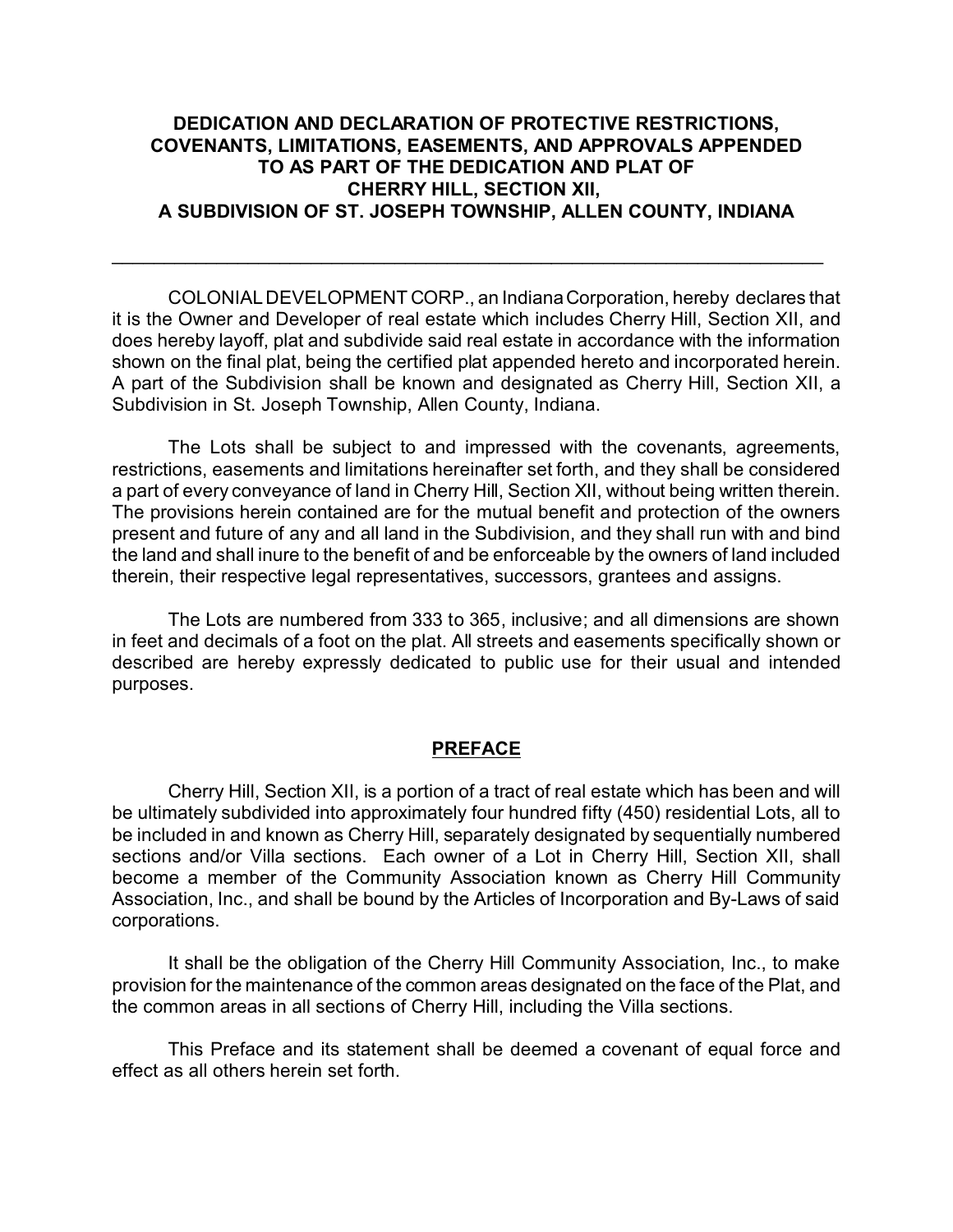# DEDICATION AND DECLARATION OF PROTECTIVE RESTRICTIONS, COVENANTS, LIMITATIONS, EASEMENTS, AND APPROVALS APPENDED TO AS PART OF THE DEDICATION AND PLAT OF CHERRY HILL, SECTION XII, A SUBDIVISION OF ST. JOSEPH TOWNSHIP, ALLEN COUNTY, INDIANA

---

COLONIAL DEVELOPMENT CORP., an Indiana Corporation, hereby declares that it is the Owner and Developer of real estate which includes Cherry Hill, Section XII, and does hereby layoff, plat and subdivide said real estate in accordance with the information shown on the final plat, being the certified plat appended hereto and incorporated herein. A part of the Subdivision shall be known and designated as Cherry Hill, Section XII, a Subdivision in St. Joseph Township, Allen County, Indiana.

The Lots shall be subject to and impressed with the covenants, agreements, restrictions, easements and limitations hereinafter set forth, and they shall be considered a part of every conveyance of land in Cherry Hill, Section XII, without being written therein. The provisions herein contained are for the mutual benefit and protection of the owners present and future of any and all land in the Subdivision, and they shall run with and bind the land and shall inure to the benefit of and be enforceable by the owners of land included therein, their respective legal representatives, successors, grantees and assigns.

The Lots are numbered from 333 to 365, inclusive; and all dimensions are shown in feet and decimals of a foot on the plat. All streets and easements specifically shown or described are hereby expressly dedicated to public use for their usual and intended purposes.

## PREFACE

Cherry Hill, Section XII, is a portion of a tract of real estate which has been and will be ultimately subdivided into approximately four hundred fifty (450) residential Lots, all to be included in and known as Cherry Hill, separately designated by sequentially numbered sections and/or Villa sections. Each owner of a Lot in Cherry Hill, Section XII, shall become a member of the Community Association known as Cherry Hill Community Association, Inc., and shall be bound by the Articles of Incorporation and By-Laws of said corporations.

It shall be the obligation of the Cherry Hill Community Association, Inc., to make provision for the maintenance of the common areas designated on the face of the Plat, and the common areas in all sections of Cherry Hill, including the Villa sections.

This Preface and its statement shall be deemed a covenant of equal force and effect as all others herein set forth.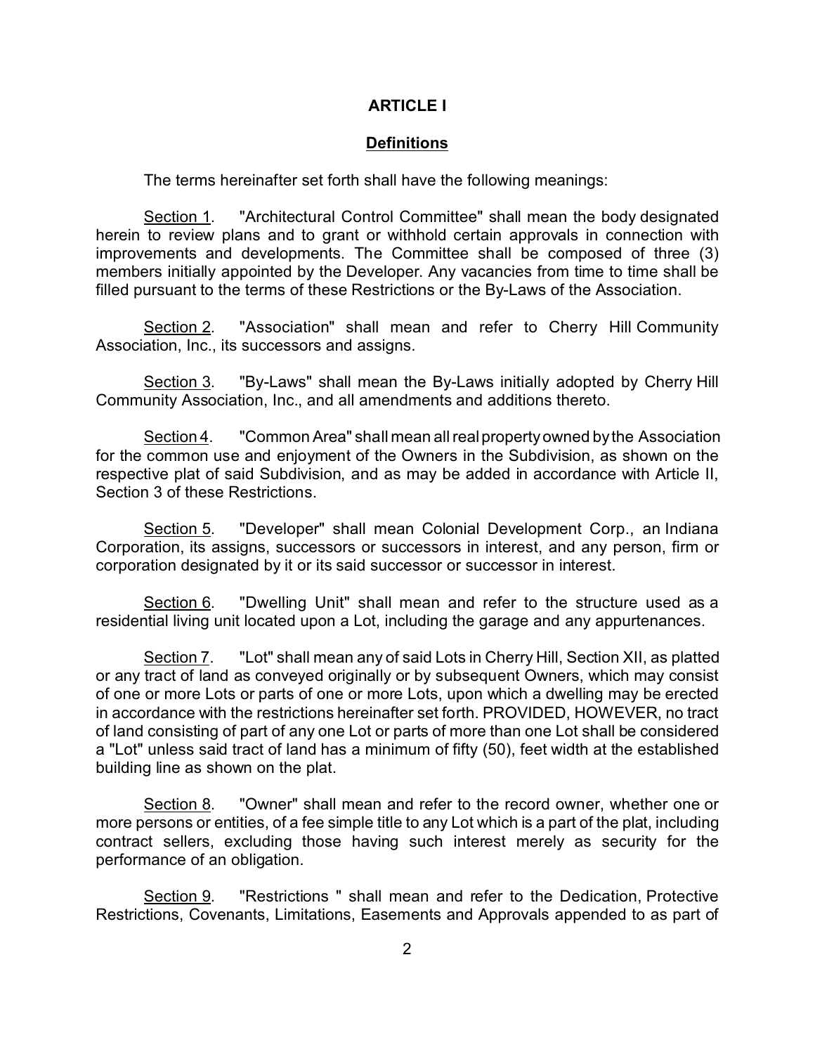## ARTICLE I

### Definitions

The terms hereinafter set forth shall have the following meanings:

Section 1. "Architectural Control Committee" shall mean the body designated herein to review plans and to grant or withhold certain approvals in connection with improvements and developments. The Committee shall be composed of three (3) members initially appointed by the Developer. Any vacancies from time to time shall be filled pursuant to the terms of these Restrictions or the By-Laws of the Association.

Section 2. "Association" shall mean and refer to Cherry Hill Community Association, Inc., its successors and assigns.

Section 3. "By-Laws" shall mean the By-Laws initially adopted by Cherry Hill Community Association, Inc., and all amendments and additions thereto.

Section 4. "Common Area" shall mean all real property owned by the Association for the common use and enjoyment of the Owners in the Subdivision, as shown on the respective plat of said Subdivision, and as may be added in accordance with Article II, Section 3 of these Restrictions.

Section 5. "Developer" shall mean Colonial Development Corp., an Indiana Corporation, its assigns, successors or successors in interest, and any person, firm or corporation designated by it or its said successor or successor in interest.

Section 6. "Dwelling Unit" shall mean and refer to the structure used as a residential living unit located upon a Lot, including the garage and any appurtenances.

Section 7. "Lot" shall mean any of said Lots in Cherry Hill, Section XII, as platted or any tract of land as conveyed originally or by subsequent Owners, which may consist of one or more Lots or parts of one or more Lots, upon which a dwelling may be erected in accordance with the restrictions hereinafter set forth. PROVIDED, HOWEVER, no tract of land consisting of part of any one Lot or parts of more than one Lot shall be considered a "Lot" unless said tract of land has a minimum of fifty (50), feet width at the established building line as shown on the plat.

Section 8. "Owner" shall mean and refer to the record owner, whether one or more persons or entities, of a fee simple title to any Lot which is a part of the plat, including contract sellers, excluding those having such interest merely as security for the performance of an obligation.

Section 9. "Restrictions " shall mean and refer to the Dedication, Protective Restrictions, Covenants, Limitations, Easements and Approvals appended to as part of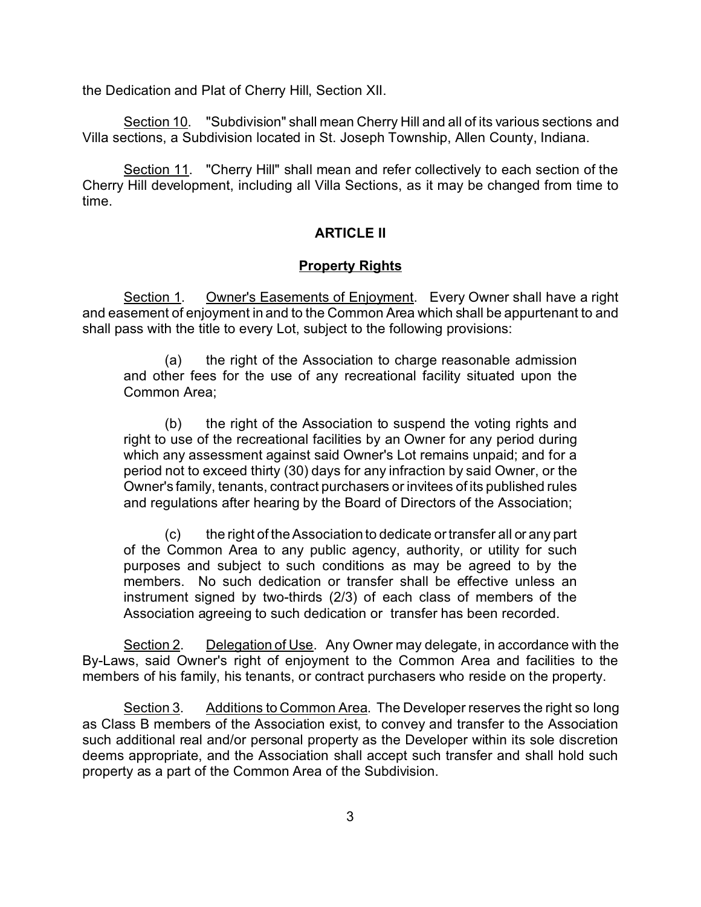the Dedication and Plat of Cherry Hill, Section XII.

Section 10. "Subdivision" shall mean Cherry Hill and all of its various sections and Villa sections, a Subdivision located in St. Joseph Township, Allen County, Indiana.

Section 11. "Cherry Hill" shall mean and refer collectively to each section of the Cherry Hill development, including all Villa Sections, as it may be changed from time to time.

## ARTICLE II

## Property Rights

Section 1. Owner's Easements of Enjoyment. Every Owner shall have a right and easement of enjoyment in and to the Common Area which shall be appurtenant to and shall pass with the title to every Lot, subject to the following provisions:

(a) the right of the Association to charge reasonable admission and other fees for the use of any recreational facility situated upon the Common Area;

(b) the right of the Association to suspend the voting rights and right to use of the recreational facilities by an Owner for any period during which any assessment against said Owner's Lot remains unpaid; and for a period not to exceed thirty (30) days for any infraction by said Owner, or the Owner's family, tenants, contract purchasers or invitees of its published rules and regulations after hearing by the Board of Directors of the Association;

(c) the right of the Association to dedicate or transfer all or any part of the Common Area to any public agency, authority, or utility for such purposes and subject to such conditions as may be agreed to by the members. No such dedication or transfer shall be effective unless an instrument signed by two-thirds (2/3) of each class of members of the Association agreeing to such dedication or transfer has been recorded.

Section 2. Delegation of Use. Any Owner may delegate, in accordance with the By-Laws, said Owner's right of enjoyment to the Common Area and facilities to the members of his family, his tenants, or contract purchasers who reside on the property.

Section 3. Additions to Common Area. The Developer reserves the right so long as Class B members of the Association exist, to convey and transfer to the Association such additional real and/or personal property as the Developer within its sole discretion deems appropriate, and the Association shall accept such transfer and shall hold such property as a part of the Common Area of the Subdivision.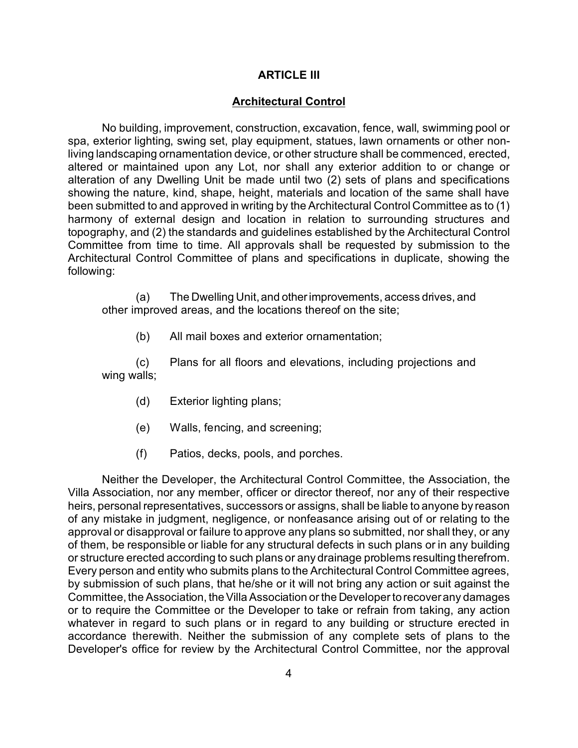## ARTICLE III

### Architectural Control

No building, improvement, construction, excavation, fence, wall, swimming pool or spa, exterior lighting, swing set, play equipment, statues, lawn ornaments or other non-living landscaping ornamentation device, or other structure shall be commenced, erected, altered or maintained upon any Lot, nor shall any exterior addition to or change or alteration of any Dwelling Unit be made until two (2) sets of plans and specifications showing the nature, kind, shape, height, materials and location of the same shall have been submitted to and approved in writing by the Architectural Control Committee as to (1) harmony of external design and location in relation to surrounding structures and topography, and (2) the standards and guidelines established by the Architectural Control Committee from time to time. All approvals shall be requested by submission to the Architectural Control Committee of plans and specifications in duplicate, showing the following:

(a) The Dwelling Unit, and other improvements, access drives, and other improved areas, and the locations thereof on the site;

(b) All mail boxes and exterior ornamentation;

(c) Plans for all floors and elevations, including projections and wing walls;

(d) Exterior lighting plans;

(e) Walls, fencing, and screening;

(f) Patios, decks, pools, and porches.

Neither the Developer, the Architectural Control Committee, the Association, the Villa Association, nor any member, officer or director thereof, nor any of their respective heirs, personal representatives, successors or assigns, shall be liable to anyone by reason of any mistake in judgment, negligence, or nonfeasance arising out of or relating to the approval or disapproval or failure to approve any plans so submitted, nor shall they, or any of them, be responsible or liable for any structural defects in such plans or in any building or structure erected according to such plans or any drainage problems resulting therefrom. Every person and entity who submits plans to the Architectural Control Committee agrees, by submission of such plans, that he/she or it will not bring any action or suit against the Committee, the Association, the Villa Association or the Developer to recover any damages or to require the Committee or the Developer to take or refrain from taking, any action whatever in regard to such plans or in regard to any building or structure erected in accordance therewith. Neither the submission of any complete sets of plans to the Developer's office for review by the Architectural Control Committee, nor the approval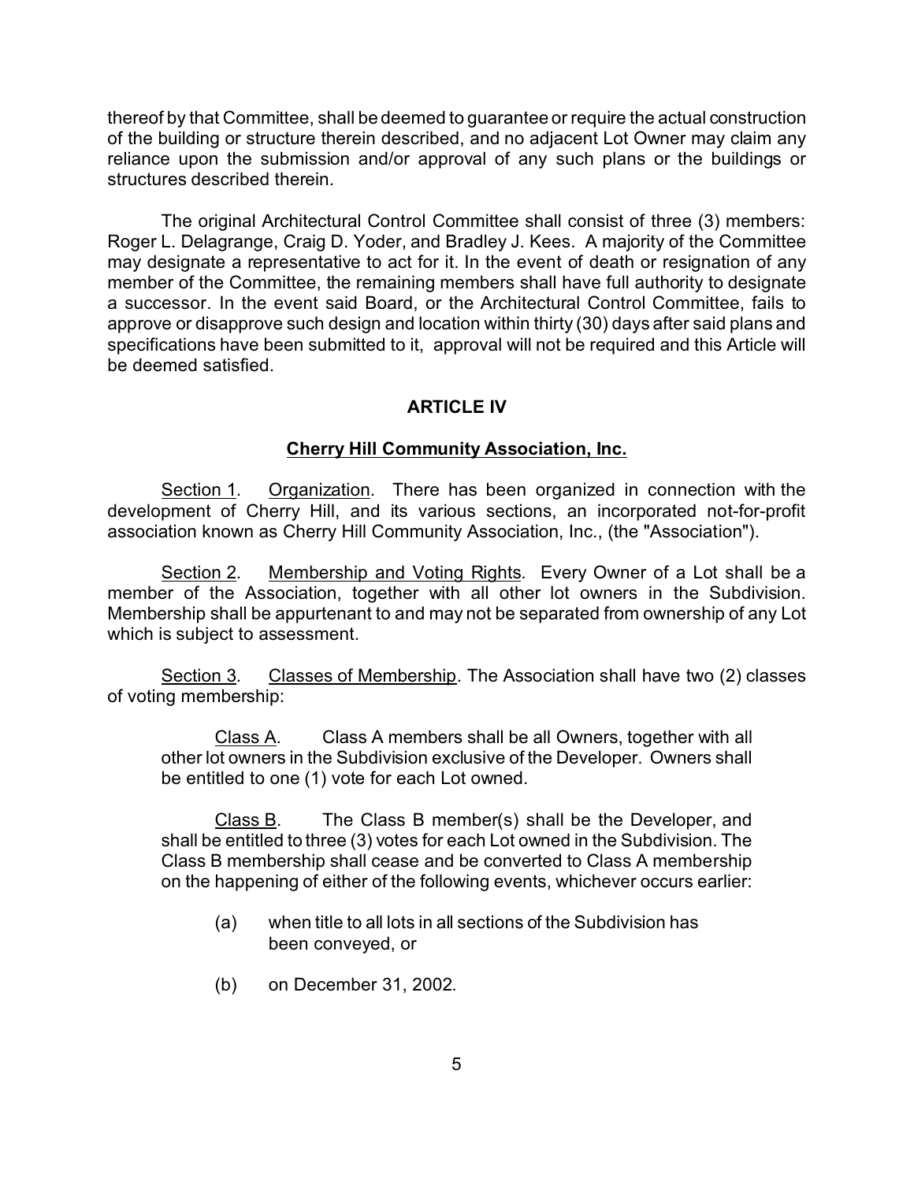thereof by that Committee, shall be deemed to guarantee or require the actual construction of the building or structure therein described, and no adjacent Lot Owner may claim any reliance upon the submission and/or approval of any such plans or the buildings or structures described therein.

The original Architectural Control Committee shall consist of three (3) members: Roger L. Delagrange, Craig D. Yoder, and Bradley J. Kees. A majority of the Committee may designate a representative to act for it. In the event of death or resignation of any member of the Committee, the remaining members shall have full authority to designate a successor. In the event said Board, or the Architectural Control Committee, fails to approve or disapprove such design and location within thirty (30) days after said plans and specifications have been submitted to it, approval will not be required and this Article will be deemed satisfied.

## ARTICLE IV

## Cherry Hill Community Association, Inc.

Section 1. Organization. There has been organized in connection with the development of Cherry Hill, and its various sections, an incorporated not-for-profit association known as Cherry Hill Community Association, Inc., (the "Association").

Section 2. Membership and Voting Rights. Every Owner of a Lot shall be a member of the Association, together with all other lot owners in the Subdivision. Membership shall be appurtenant to and may not be separated from ownership of any Lot which is subject to assessment.

Section 3. Classes of Membership. The Association shall have two (2) classes of voting membership:

Class A. Class A members shall be all Owners, together with all other lot owners in the Subdivision exclusive of the Developer. Owners shall be entitled to one (1) vote for each Lot owned.

Class B. The Class B member(s) shall be the Developer, and shall be entitled to three (3) votes for each Lot owned in the Subdivision. The Class B membership shall cease and be converted to Class A membership on the happening of either of the following events, whichever occurs earlier:

(a) when title to all lots in all sections of the Subdivision has been conveyed, or

(b) on December 31, 2002.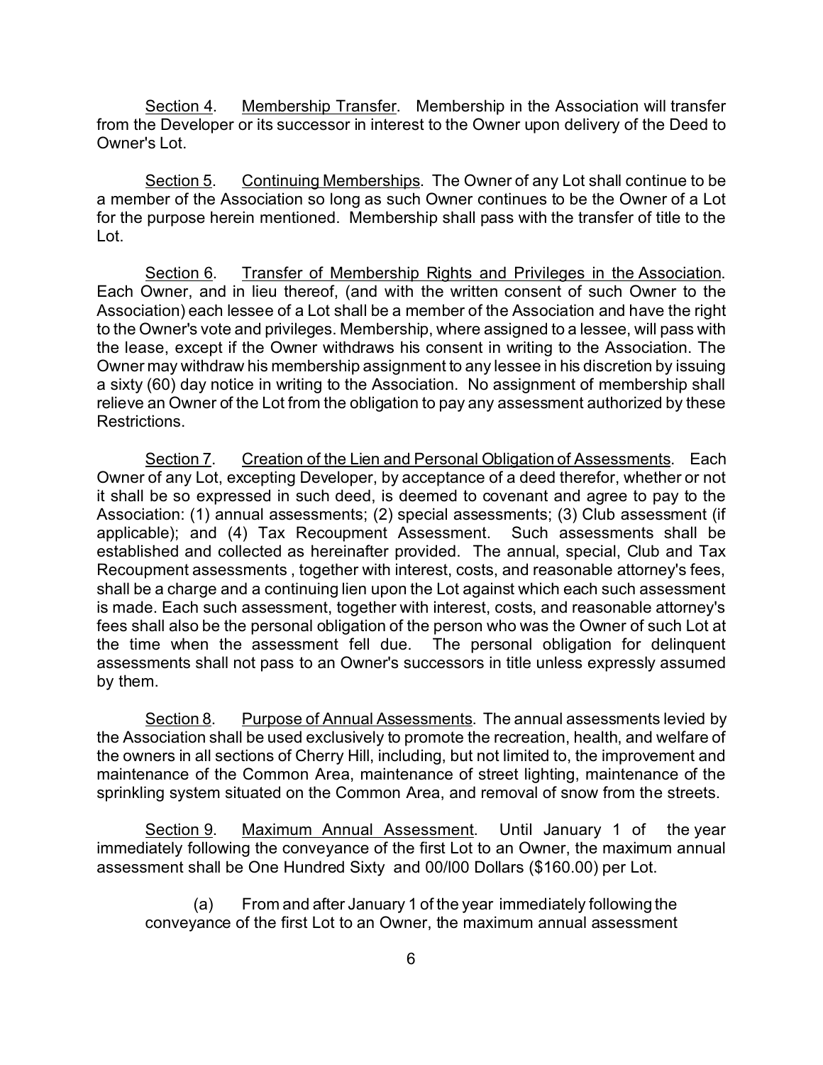Section 4. Membership Transfer. Membership in the Association will transfer from the Developer or its successor in interest to the Owner upon delivery of the Deed to Owner's Lot.

Section 5. Continuing Memberships. The Owner of any Lot shall continue to be a member of the Association so long as such Owner continues to be the Owner of a Lot for the purpose herein mentioned. Membership shall pass with the transfer of title to the Lot.

Section 6. Transfer of Membership Rights and Privileges in the Association. Each Owner, and in lieu thereof, (and with the written consent of such Owner to the Association) each lessee of a Lot shall be a member of the Association and have the right to the Owner's vote and privileges. Membership, where assigned to a lessee, will pass with the lease, except if the Owner withdraws his consent in writing to the Association. The Owner may withdraw his membership assignment to any lessee in his discretion by issuing a sixty (60) day notice in writing to the Association. No assignment of membership shall relieve an Owner of the Lot from the obligation to pay any assessment authorized by these Restrictions.

Section 7. Creation of the Lien and Personal Obligation of Assessments. Each Owner of any Lot, excepting Developer, by acceptance of a deed therefor, whether or not it shall be so expressed in such deed, is deemed to covenant and agree to pay to the Association: (1) annual assessments; (2) special assessments; (3) Club assessment (if applicable); and (4) Tax Recoupment Assessment. Such assessments shall be established and collected as hereinafter provided. The annual, special, Club and Tax Recoupment assessments , together with interest, costs, and reasonable attorney's fees, shall be a charge and a continuing lien upon the Lot against which each such assessment is made. Each such assessment, together with interest, costs, and reasonable attorney's fees shall also be the personal obligation of the person who was the Owner of such Lot at the time when the assessment fell due. The personal obligation for delinquent assessments shall not pass to an Owner's successors in title unless expressly assumed by them.

Section 8. Purpose of Annual Assessments. The annual assessments levied by the Association shall be used exclusively to promote the recreation, health, and welfare of the owners in all sections of Cherry Hill, including, but not limited to, the improvement and maintenance of the Common Area, maintenance of street lighting, maintenance of the sprinkling system situated on the Common Area, and removal of snow from the streets.

Section 9. Maximum Annual Assessment. Until January 1 of the year immediately following the conveyance of the first Lot to an Owner, the maximum annual assessment shall be One Hundred Sixty and 00/l00 Dollars ($160.00) per Lot.

(a) From and after January 1 of the year immediately following the conveyance of the first Lot to an Owner, the maximum annual assessment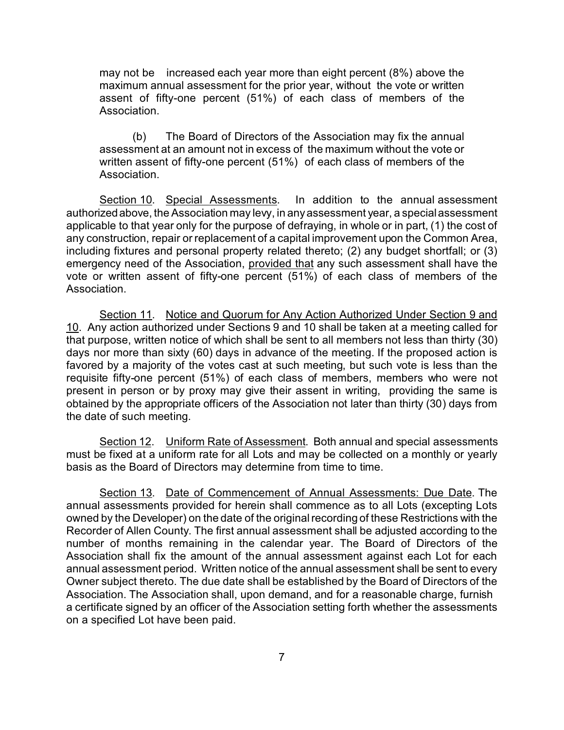may not be increased each year more than eight percent (8%) above the maximum annual assessment for the prior year, without the vote or written assent of fifty-one percent (51%) of each class of members of the Association.

(b) The Board of Directors of the Association may fix the annual assessment at an amount not in excess of the maximum without the vote or written assent of fifty-one percent (51%) of each class of members of the Association.

<u>Section 10</u>. <u>Special Assessments</u>. In addition to the annual assessment authorized above, the Association may levy, in any assessment year, a special assessment applicable to that year only for the purpose of defraying, in whole or in part, (1) the cost of any construction, repair or replacement of a capital improvement upon the Common Area, including fixtures and personal property related thereto; (2) any budget shortfall; or (3) emergency need of the Association, <u>provided that</u> any such assessment shall have the vote or written assent of fifty-one percent (51%) of each class of members of the Association.

<u>Section 11</u>. <u>Notice and Quorum for Any Action Authorized Under Section 9 and 10</u>. Any action authorized under Sections 9 and 10 shall be taken at a meeting called for that purpose, written notice of which shall be sent to all members not less than thirty (30) days nor more than sixty (60) days in advance of the meeting. If the proposed action is favored by a majority of the votes cast at such meeting, but such vote is less than the requisite fifty-one percent (51%) of each class of members, members who were not present in person or by proxy may give their assent in writing, providing the same is obtained by the appropriate officers of the Association not later than thirty (30) days from the date of such meeting.

<u>Section 12</u>. <u>Uniform Rate of Assessment</u>. Both annual and special assessments must be fixed at a uniform rate for all Lots and may be collected on a monthly or yearly basis as the Board of Directors may determine from time to time.

<u>Section 13</u>. <u>Date of Commencement of Annual Assessments: Due Date</u>. The annual assessments provided for herein shall commence as to all Lots (excepting Lots owned by the Developer) on the date of the original recording of these Restrictions with the Recorder of Allen County. The first annual assessment shall be adjusted according to the number of months remaining in the calendar year. The Board of Directors of the Association shall fix the amount of the annual assessment against each Lot for each annual assessment period. Written notice of the annual assessment shall be sent to every Owner subject thereto. The due date shall be established by the Board of Directors of the Association. The Association shall, upon demand, and for a reasonable charge, furnish a certificate signed by an officer of the Association setting forth whether the assessments on a specified Lot have been paid.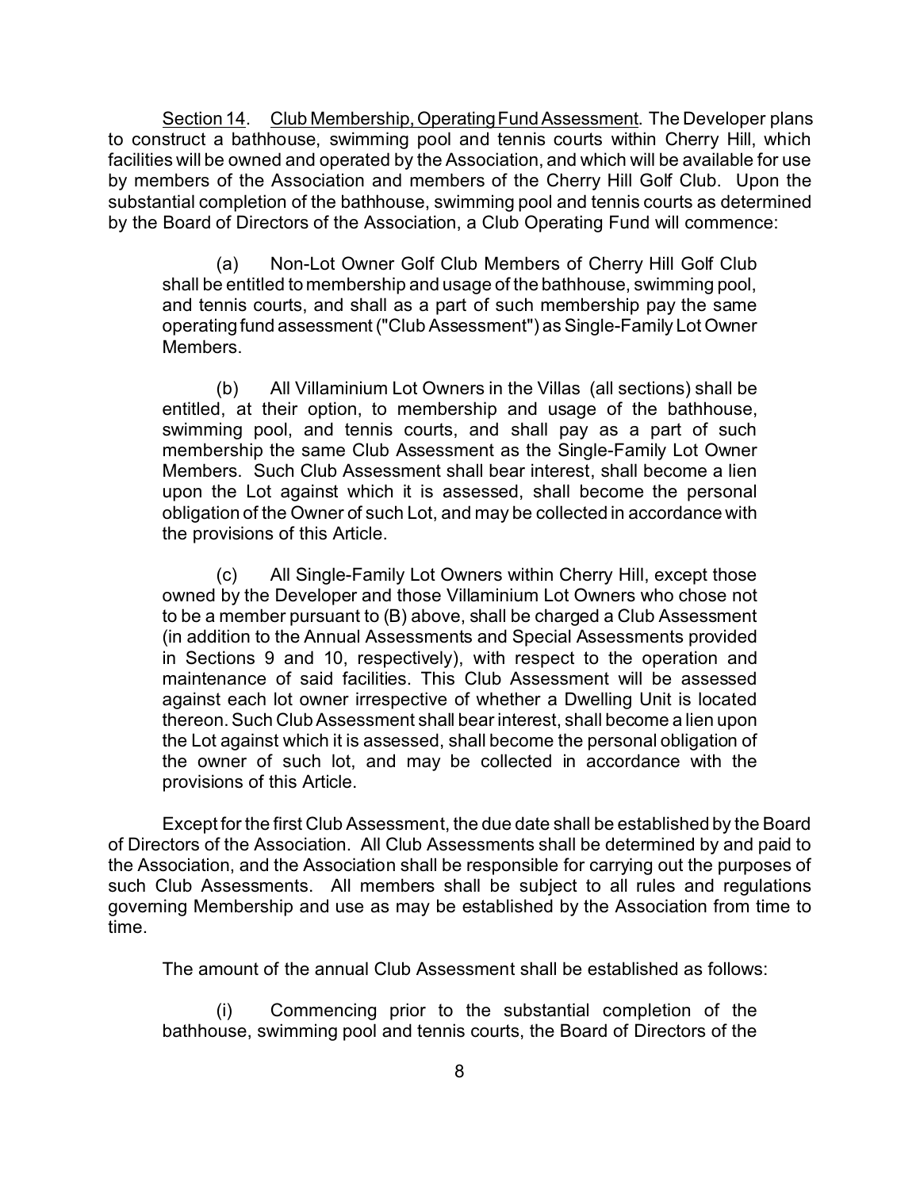Section 14. Club Membership, Operating Fund Assessment. The Developer plans to construct a bathhouse, swimming pool and tennis courts within Cherry Hill, which facilities will be owned and operated by the Association, and which will be available for use by members of the Association and members of the Cherry Hill Golf Club. Upon the substantial completion of the bathhouse, swimming pool and tennis courts as determined by the Board of Directors of the Association, a Club Operating Fund will commence:

> (a) Non-Lot Owner Golf Club Members of Cherry Hill Golf Club shall be entitled to membership and usage of the bathhouse, swimming pool, and tennis courts, and shall as a part of such membership pay the same operating fund assessment ("Club Assessment") as Single-Family Lot Owner Members.
>
> (b) All Villaminium Lot Owners in the Villas (all sections) shall be entitled, at their option, to membership and usage of the bathhouse, swimming pool, and tennis courts, and shall pay as a part of such membership the same Club Assessment as the Single-Family Lot Owner Members. Such Club Assessment shall bear interest, shall become a lien upon the Lot against which it is assessed, shall become the personal obligation of the Owner of such Lot, and may be collected in accordance with the provisions of this Article.
>
> (c) All Single-Family Lot Owners within Cherry Hill, except those owned by the Developer and those Villaminium Lot Owners who chose not to be a member pursuant to (B) above, shall be charged a Club Assessment (in addition to the Annual Assessments and Special Assessments provided in Sections 9 and 10, respectively), with respect to the operation and maintenance of said facilities. This Club Assessment will be assessed against each lot owner irrespective of whether a Dwelling Unit is located thereon. Such Club Assessment shall bear interest, shall become a lien upon the Lot against which it is assessed, shall become the personal obligation of the owner of such lot, and may be collected in accordance with the provisions of this Article.

Except for the first Club Assessment, the due date shall be established by the Board of Directors of the Association. All Club Assessments shall be determined by and paid to the Association, and the Association shall be responsible for carrying out the purposes of such Club Assessments. All members shall be subject to all rules and regulations governing Membership and use as may be established by the Association from time to time.

The amount of the annual Club Assessment shall be established as follows:

> (i) Commencing prior to the substantial completion of the bathhouse, swimming pool and tennis courts, the Board of Directors of the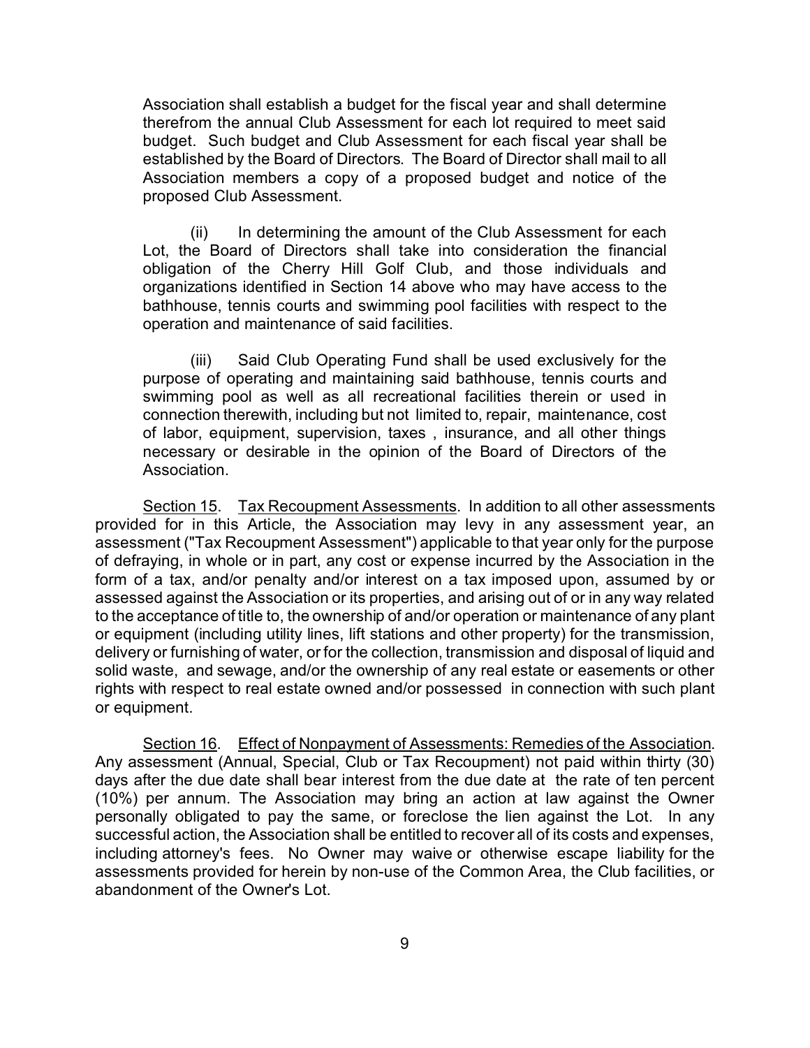Association shall establish a budget for the fiscal year and shall determine therefrom the annual Club Assessment for each lot required to meet said budget. Such budget and Club Assessment for each fiscal year shall be established by the Board of Directors. The Board of Director shall mail to all Association members a copy of a proposed budget and notice of the proposed Club Assessment.

(ii) In determining the amount of the Club Assessment for each Lot, the Board of Directors shall take into consideration the financial obligation of the Cherry Hill Golf Club, and those individuals and organizations identified in Section 14 above who may have access to the bathhouse, tennis courts and swimming pool facilities with respect to the operation and maintenance of said facilities.

(iii) Said Club Operating Fund shall be used exclusively for the purpose of operating and maintaining said bathhouse, tennis courts and swimming pool as well as all recreational facilities therein or used in connection therewith, including but not limited to, repair, maintenance, cost of labor, equipment, supervision, taxes , insurance, and all other things necessary or desirable in the opinion of the Board of Directors of the Association.

<u>Section 15</u>. <u>Tax Recoupment Assessments</u>. In addition to all other assessments provided for in this Article, the Association may levy in any assessment year, an assessment ("Tax Recoupment Assessment") applicable to that year only for the purpose of defraying, in whole or in part, any cost or expense incurred by the Association in the form of a tax, and/or penalty and/or interest on a tax imposed upon, assumed by or assessed against the Association or its properties, and arising out of or in any way related to the acceptance of title to, the ownership of and/or operation or maintenance of any plant or equipment (including utility lines, lift stations and other property) for the transmission, delivery or furnishing of water, or for the collection, transmission and disposal of liquid and solid waste, and sewage, and/or the ownership of any real estate or easements or other rights with respect to real estate owned and/or possessed in connection with such plant or equipment.

<u>Section 16</u>. <u>Effect of Nonpayment of Assessments: Remedies of the Association</u>. Any assessment (Annual, Special, Club or Tax Recoupment) not paid within thirty (30) days after the due date shall bear interest from the due date at the rate of ten percent (10%) per annum. The Association may bring an action at law against the Owner personally obligated to pay the same, or foreclose the lien against the Lot. In any successful action, the Association shall be entitled to recover all of its costs and expenses, including attorney's fees. No Owner may waive or otherwise escape liability for the assessments provided for herein by non-use of the Common Area, the Club facilities, or abandonment of the Owner's Lot.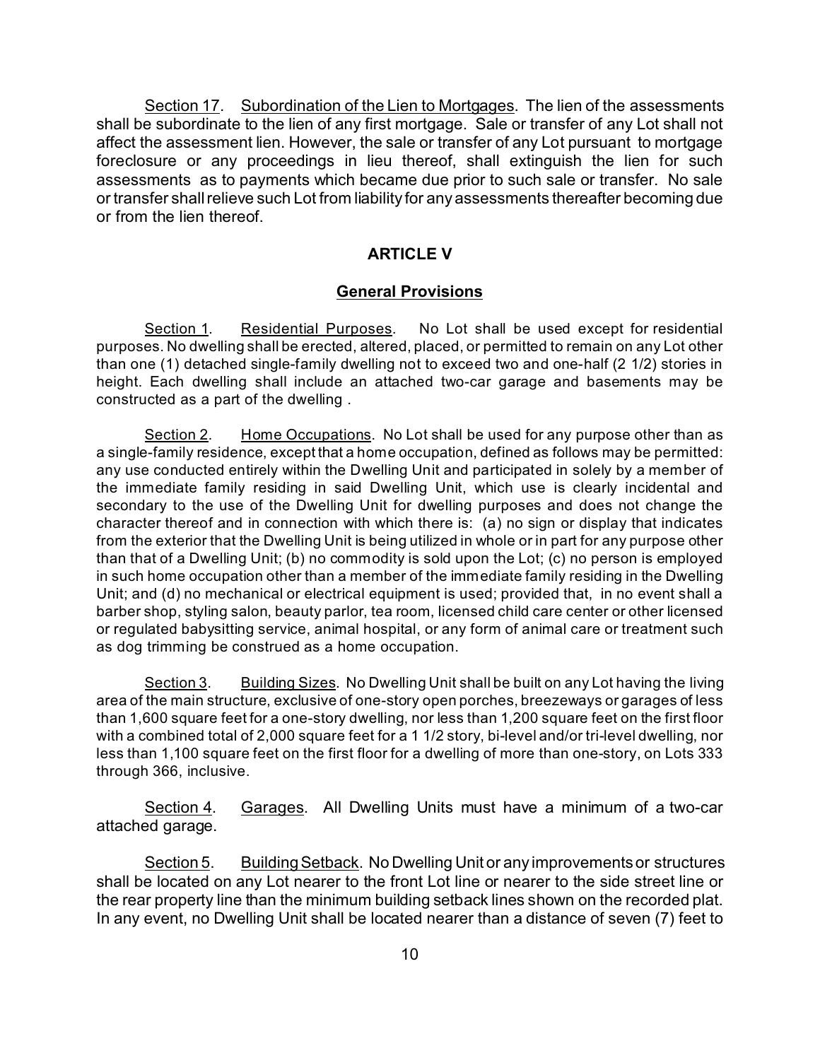Section 17. Subordination of the Lien to Mortgages. The lien of the assessments shall be subordinate to the lien of any first mortgage. Sale or transfer of any Lot shall not affect the assessment lien. However, the sale or transfer of any Lot pursuant to mortgage foreclosure or any proceedings in lieu thereof, shall extinguish the lien for such assessments as to payments which became due prior to such sale or transfer. No sale or transfer shall relieve such Lot from liability for any assessments thereafter becoming due or from the lien thereof.

## ARTICLE V

## General Provisions

Section 1. Residential Purposes. No Lot shall be used except for residential purposes. No dwelling shall be erected, altered, placed, or permitted to remain on any Lot other than one (1) detached single-family dwelling not to exceed two and one-half (2 1/2) stories in height. Each dwelling shall include an attached two-car garage and basements may be constructed as a part of the dwelling .

Section 2. Home Occupations. No Lot shall be used for any purpose other than as a single-family residence, except that a home occupation, defined as follows may be permitted: any use conducted entirely within the Dwelling Unit and participated in solely by a member of the immediate family residing in said Dwelling Unit, which use is clearly incidental and secondary to the use of the Dwelling Unit for dwelling purposes and does not change the character thereof and in connection with which there is: (a) no sign or display that indicates from the exterior that the Dwelling Unit is being utilized in whole or in part for any purpose other than that of a Dwelling Unit; (b) no commodity is sold upon the Lot; (c) no person is employed in such home occupation other than a member of the immediate family residing in the Dwelling Unit; and (d) no mechanical or electrical equipment is used; provided that, in no event shall a barber shop, styling salon, beauty parlor, tea room, licensed child care center or other licensed or regulated babysitting service, animal hospital, or any form of animal care or treatment such as dog trimming be construed as a home occupation.

Section 3. Building Sizes. No Dwelling Unit shall be built on any Lot having the living area of the main structure, exclusive of one-story open porches, breezeways or garages of less than 1,600 square feet for a one-story dwelling, nor less than 1,200 square feet on the first floor with a combined total of 2,000 square feet for a 1 1/2 story, bi-level and/or tri-level dwelling, nor less than 1,100 square feet on the first floor for a dwelling of more than one-story, on Lots 333 through 366, inclusive.

Section 4. Garages. All Dwelling Units must have a minimum of a two-car attached garage.

Section 5. Building Setback. No Dwelling Unit or any improvements or structures shall be located on any Lot nearer to the front Lot line or nearer to the side street line or the rear property line than the minimum building setback lines shown on the recorded plat. In any event, no Dwelling Unit shall be located nearer than a distance of seven (7) feet to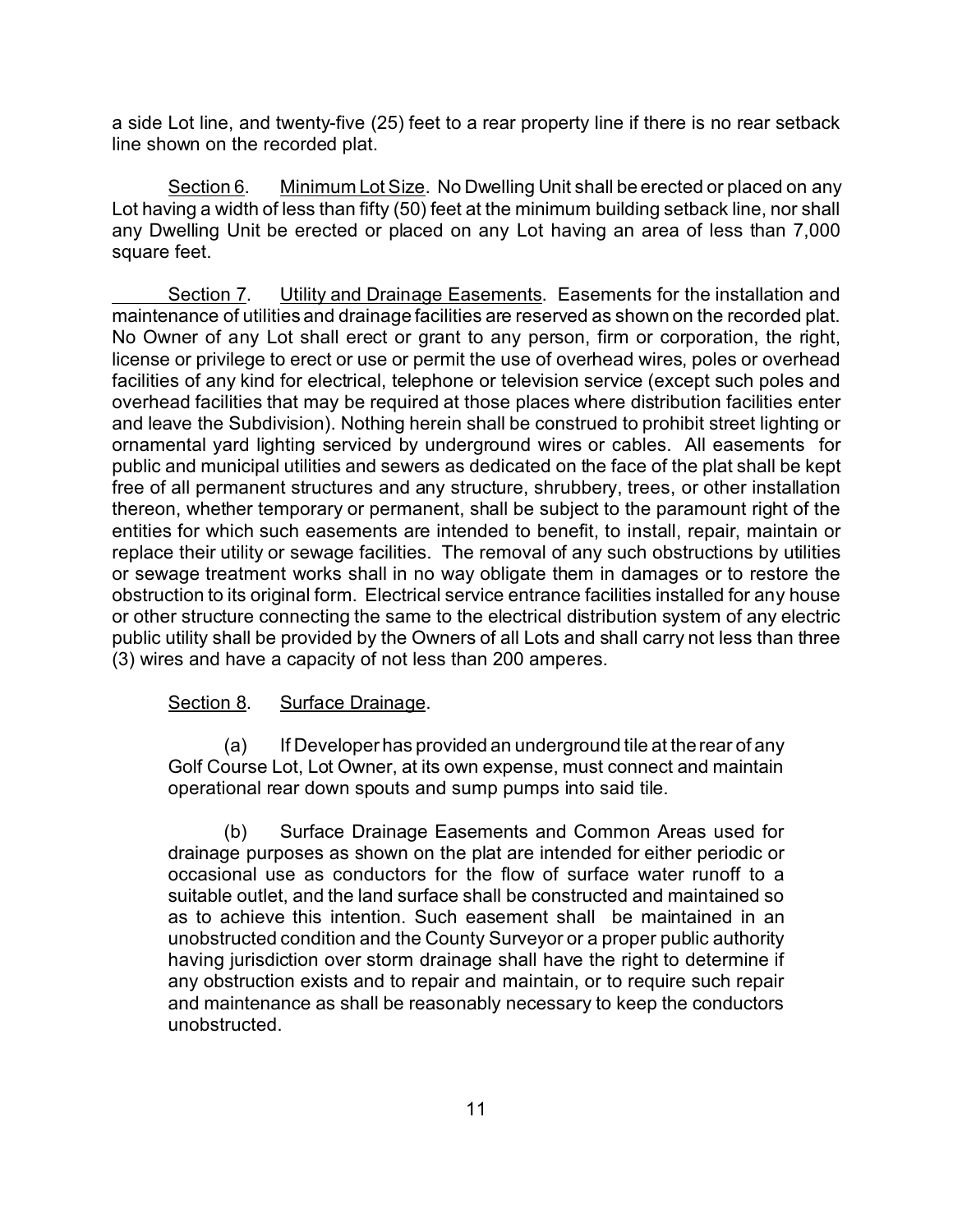a side Lot line, and twenty-five (25) feet to a rear property line if there is no rear setback line shown on the recorded plat.

Section 6. Minimum Lot Size. No Dwelling Unit shall be erected or placed on any Lot having a width of less than fifty (50) feet at the minimum building setback line, nor shall any Dwelling Unit be erected or placed on any Lot having an area of less than 7,000 square feet.

Section 7. Utility and Drainage Easements. Easements for the installation and maintenance of utilities and drainage facilities are reserved as shown on the recorded plat. No Owner of any Lot shall erect or grant to any person, firm or corporation, the right, license or privilege to erect or use or permit the use of overhead wires, poles or overhead facilities of any kind for electrical, telephone or television service (except such poles and overhead facilities that may be required at those places where distribution facilities enter and leave the Subdivision). Nothing herein shall be construed to prohibit street lighting or ornamental yard lighting serviced by underground wires or cables. All easements for public and municipal utilities and sewers as dedicated on the face of the plat shall be kept free of all permanent structures and any structure, shrubbery, trees, or other installation thereon, whether temporary or permanent, shall be subject to the paramount right of the entities for which such easements are intended to benefit, to install, repair, maintain or replace their utility or sewage facilities. The removal of any such obstructions by utilities or sewage treatment works shall in no way obligate them in damages or to restore the obstruction to its original form. Electrical service entrance facilities installed for any house or other structure connecting the same to the electrical distribution system of any electric public utility shall be provided by the Owners of all Lots and shall carry not less than three (3) wires and have a capacity of not less than 200 amperes.

Section 8. Surface Drainage.

(a) If Developer has provided an underground tile at the rear of any Golf Course Lot, Lot Owner, at its own expense, must connect and maintain operational rear down spouts and sump pumps into said tile.

(b) Surface Drainage Easements and Common Areas used for drainage purposes as shown on the plat are intended for either periodic or occasional use as conductors for the flow of surface water runoff to a suitable outlet, and the land surface shall be constructed and maintained so as to achieve this intention. Such easement shall be maintained in an unobstructed condition and the County Surveyor or a proper public authority having jurisdiction over storm drainage shall have the right to determine if any obstruction exists and to repair and maintain, or to require such repair and maintenance as shall be reasonably necessary to keep the conductors unobstructed.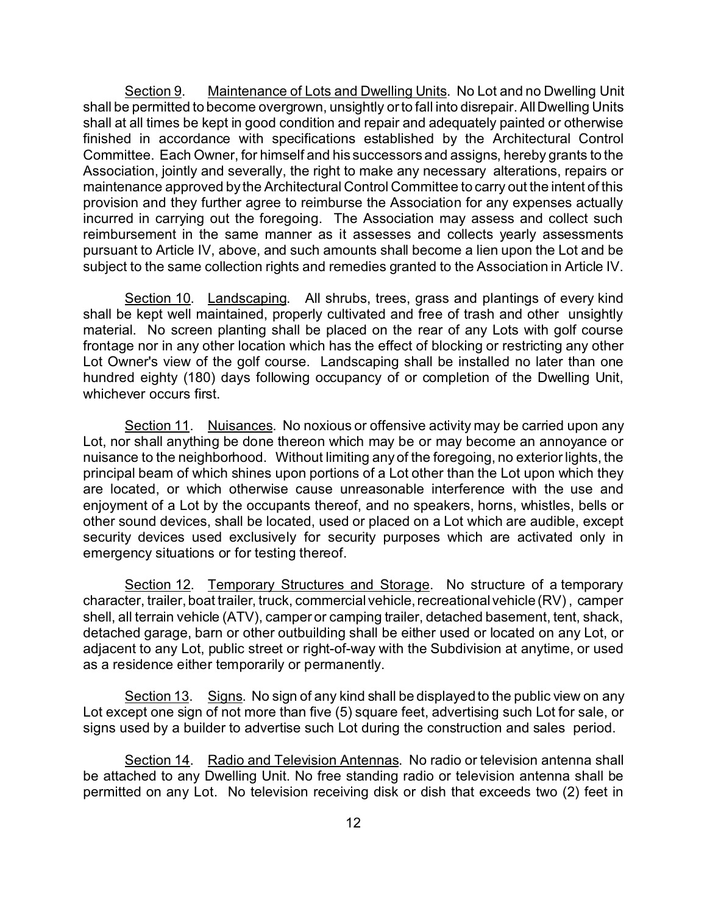Section 9. Maintenance of Lots and Dwelling Units. No Lot and no Dwelling Unit shall be permitted to become overgrown, unsightly or to fall into disrepair. All Dwelling Units shall at all times be kept in good condition and repair and adequately painted or otherwise finished in accordance with specifications established by the Architectural Control Committee. Each Owner, for himself and his successors and assigns, hereby grants to the Association, jointly and severally, the right to make any necessary alterations, repairs or maintenance approved by the Architectural Control Committee to carry out the intent of this provision and they further agree to reimburse the Association for any expenses actually incurred in carrying out the foregoing. The Association may assess and collect such reimbursement in the same manner as it assesses and collects yearly assessments pursuant to Article IV, above, and such amounts shall become a lien upon the Lot and be subject to the same collection rights and remedies granted to the Association in Article IV.

Section 10. Landscaping. All shrubs, trees, grass and plantings of every kind shall be kept well maintained, properly cultivated and free of trash and other unsightly material. No screen planting shall be placed on the rear of any Lots with golf course frontage nor in any other location which has the effect of blocking or restricting any other Lot Owner's view of the golf course. Landscaping shall be installed no later than one hundred eighty (180) days following occupancy of or completion of the Dwelling Unit, whichever occurs first.

Section 11. Nuisances. No noxious or offensive activity may be carried upon any Lot, nor shall anything be done thereon which may be or may become an annoyance or nuisance to the neighborhood. Without limiting any of the foregoing, no exterior lights, the principal beam of which shines upon portions of a Lot other than the Lot upon which they are located, or which otherwise cause unreasonable interference with the use and enjoyment of a Lot by the occupants thereof, and no speakers, horns, whistles, bells or other sound devices, shall be located, used or placed on a Lot which are audible, except security devices used exclusively for security purposes which are activated only in emergency situations or for testing thereof.

Section 12. Temporary Structures and Storage. No structure of a temporary character, trailer, boat trailer, truck, commercial vehicle, recreational vehicle (RV), camper shell, all terrain vehicle (ATV), camper or camping trailer, detached basement, tent, shack, detached garage, barn or other outbuilding shall be either used or located on any Lot, or adjacent to any Lot, public street or right-of-way with the Subdivision at anytime, or used as a residence either temporarily or permanently.

Section 13. Signs. No sign of any kind shall be displayed to the public view on any Lot except one sign of not more than five (5) square feet, advertising such Lot for sale, or signs used by a builder to advertise such Lot during the construction and sales period.

Section 14. Radio and Television Antennas. No radio or television antenna shall be attached to any Dwelling Unit. No free standing radio or television antenna shall be permitted on any Lot. No television receiving disk or dish that exceeds two (2) feet in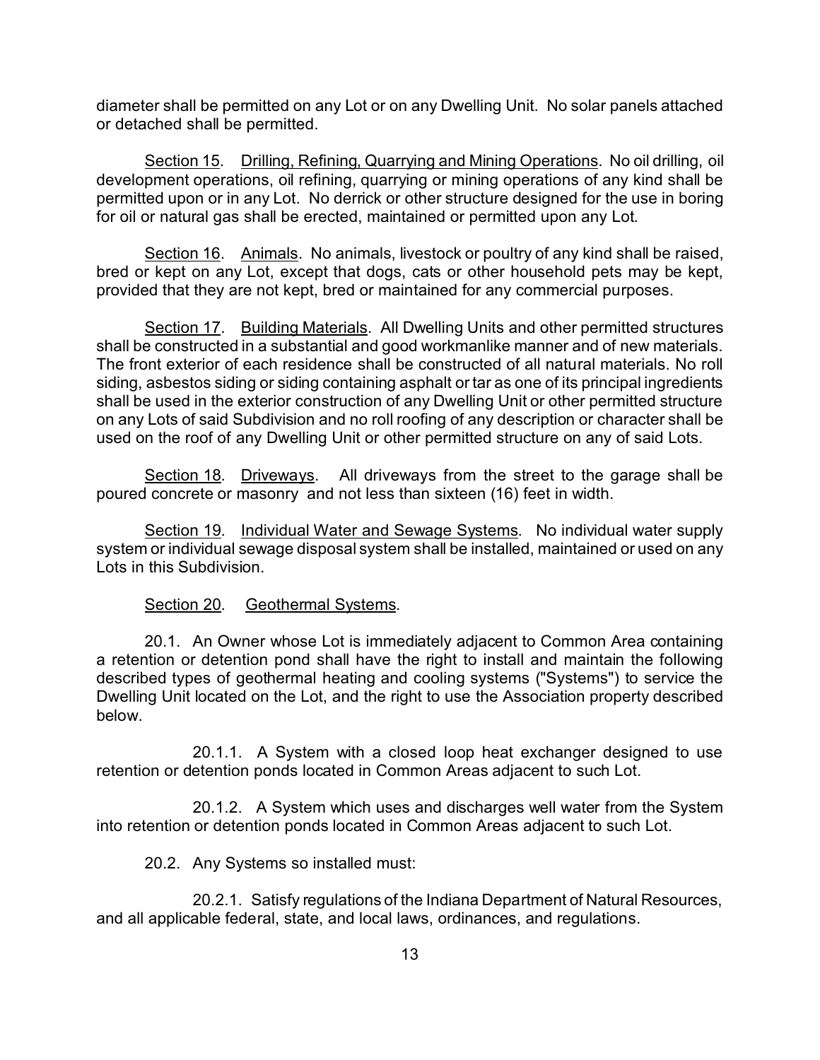diameter shall be permitted on any Lot or on any Dwelling Unit. No solar panels attached or detached shall be permitted.

Section 15. Drilling, Refining, Quarrying and Mining Operations. No oil drilling, oil development operations, oil refining, quarrying or mining operations of any kind shall be permitted upon or in any Lot. No derrick or other structure designed for the use in boring for oil or natural gas shall be erected, maintained or permitted upon any Lot.

Section 16. Animals. No animals, livestock or poultry of any kind shall be raised, bred or kept on any Lot, except that dogs, cats or other household pets may be kept, provided that they are not kept, bred or maintained for any commercial purposes.

Section 17. Building Materials. All Dwelling Units and other permitted structures shall be constructed in a substantial and good workmanlike manner and of new materials. The front exterior of each residence shall be constructed of all natural materials. No roll siding, asbestos siding or siding containing asphalt or tar as one of its principal ingredients shall be used in the exterior construction of any Dwelling Unit or other permitted structure on any Lots of said Subdivision and no roll roofing of any description or character shall be used on the roof of any Dwelling Unit or other permitted structure on any of said Lots.

Section 18. Driveways. All driveways from the street to the garage shall be poured concrete or masonry and not less than sixteen (16) feet in width.

Section 19. Individual Water and Sewage Systems. No individual water supply system or individual sewage disposal system shall be installed, maintained or used on any Lots in this Subdivision.

Section 20. Geothermal Systems.

20.1. An Owner whose Lot is immediately adjacent to Common Area containing a retention or detention pond shall have the right to install and maintain the following described types of geothermal heating and cooling systems ("Systems") to service the Dwelling Unit located on the Lot, and the right to use the Association property described below.

20.1.1. A System with a closed loop heat exchanger designed to use retention or detention ponds located in Common Areas adjacent to such Lot.

20.1.2. A System which uses and discharges well water from the System into retention or detention ponds located in Common Areas adjacent to such Lot.

20.2. Any Systems so installed must:

20.2.1. Satisfy regulations of the Indiana Department of Natural Resources, and all applicable federal, state, and local laws, ordinances, and regulations.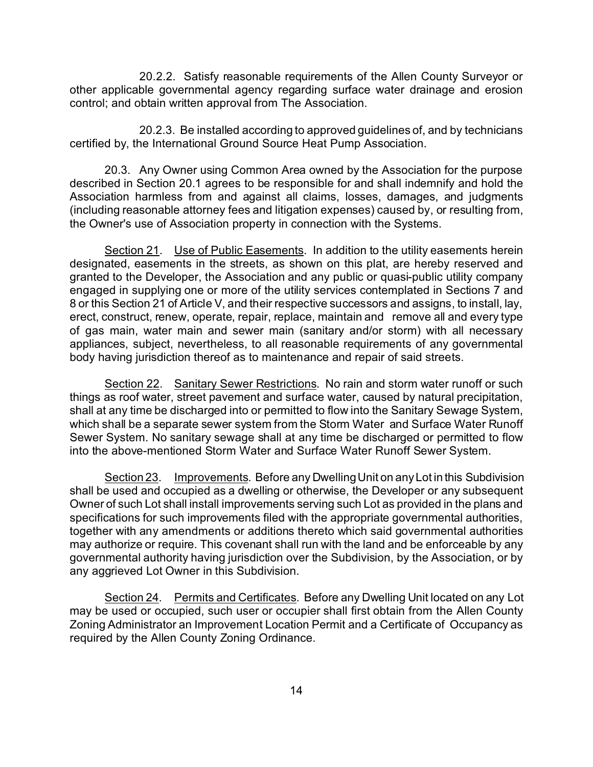20.2.2. Satisfy reasonable requirements of the Allen County Surveyor or other applicable governmental agency regarding surface water drainage and erosion control; and obtain written approval from The Association.

20.2.3. Be installed according to approved guidelines of, and by technicians certified by, the International Ground Source Heat Pump Association.

20.3. Any Owner using Common Area owned by the Association for the purpose described in Section 20.1 agrees to be responsible for and shall indemnify and hold the Association harmless from and against all claims, losses, damages, and judgments (including reasonable attorney fees and litigation expenses) caused by, or resulting from, the Owner's use of Association property in connection with the Systems.

Section 21. Use of Public Easements. In addition to the utility easements herein designated, easements in the streets, as shown on this plat, are hereby reserved and granted to the Developer, the Association and any public or quasi-public utility company engaged in supplying one or more of the utility services contemplated in Sections 7 and 8 or this Section 21 of Article V, and their respective successors and assigns, to install, lay, erect, construct, renew, operate, repair, replace, maintain and remove all and every type of gas main, water main and sewer main (sanitary and/or storm) with all necessary appliances, subject, nevertheless, to all reasonable requirements of any governmental body having jurisdiction thereof as to maintenance and repair of said streets.

Section 22. Sanitary Sewer Restrictions. No rain and storm water runoff or such things as roof water, street pavement and surface water, caused by natural precipitation, shall at any time be discharged into or permitted to flow into the Sanitary Sewage System, which shall be a separate sewer system from the Storm Water and Surface Water Runoff Sewer System. No sanitary sewage shall at any time be discharged or permitted to flow into the above-mentioned Storm Water and Surface Water Runoff Sewer System.

Section 23. Improvements. Before any Dwelling Unit on any Lot in this Subdivision shall be used and occupied as a dwelling or otherwise, the Developer or any subsequent Owner of such Lot shall install improvements serving such Lot as provided in the plans and specifications for such improvements filed with the appropriate governmental authorities, together with any amendments or additions thereto which said governmental authorities may authorize or require. This covenant shall run with the land and be enforceable by any governmental authority having jurisdiction over the Subdivision, by the Association, or by any aggrieved Lot Owner in this Subdivision.

Section 24. Permits and Certificates. Before any Dwelling Unit located on any Lot may be used or occupied, such user or occupier shall first obtain from the Allen County Zoning Administrator an Improvement Location Permit and a Certificate of Occupancy as required by the Allen County Zoning Ordinance.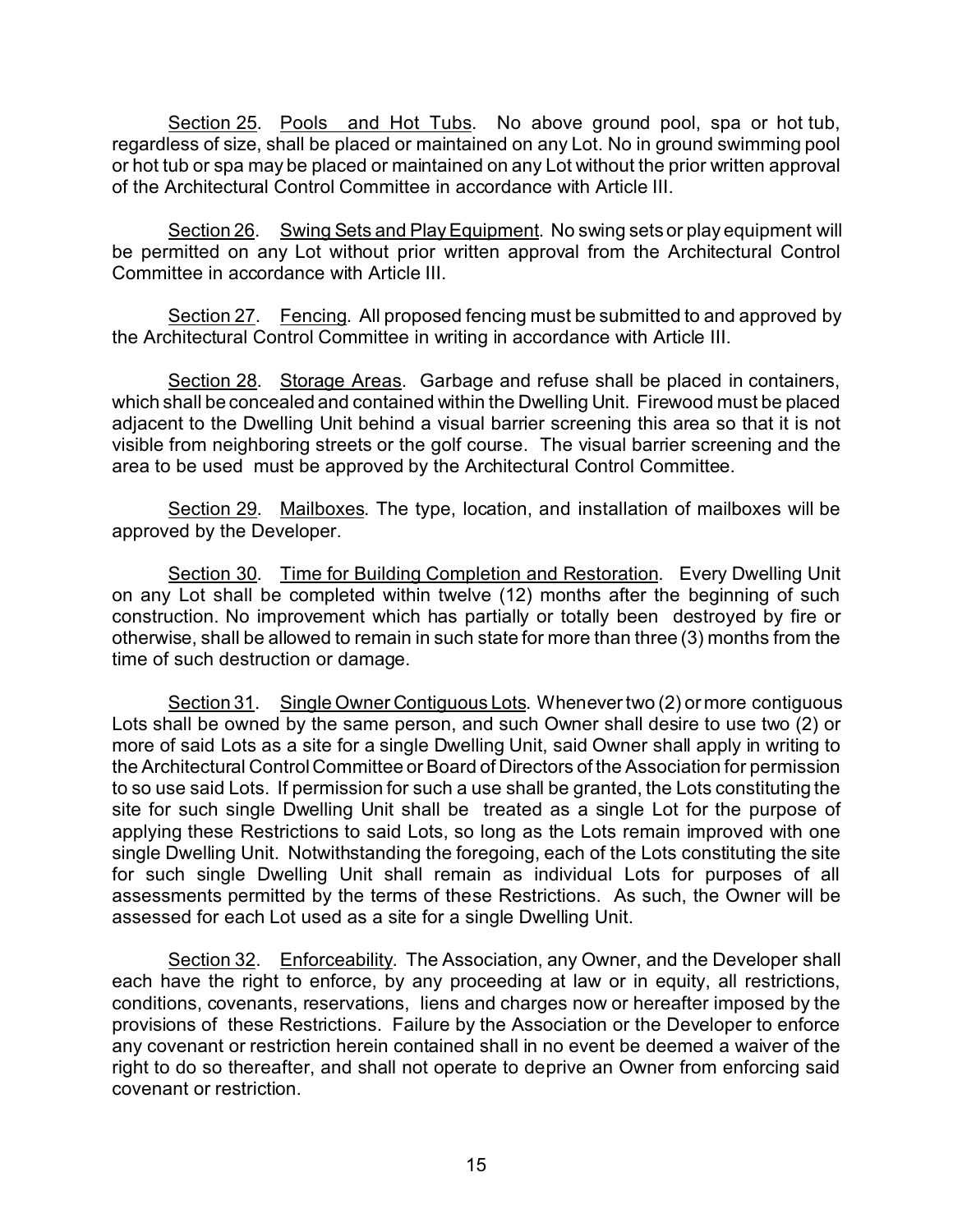Section 25. Pools and Hot Tubs. No above ground pool, spa or hot tub, regardless of size, shall be placed or maintained on any Lot. No in ground swimming pool or hot tub or spa may be placed or maintained on any Lot without the prior written approval of the Architectural Control Committee in accordance with Article III.

Section 26. Swing Sets and Play Equipment. No swing sets or play equipment will be permitted on any Lot without prior written approval from the Architectural Control Committee in accordance with Article III.

Section 27. Fencing. All proposed fencing must be submitted to and approved by the Architectural Control Committee in writing in accordance with Article III.

Section 28. Storage Areas. Garbage and refuse shall be placed in containers, which shall be concealed and contained within the Dwelling Unit. Firewood must be placed adjacent to the Dwelling Unit behind a visual barrier screening this area so that it is not visible from neighboring streets or the golf course. The visual barrier screening and the area to be used must be approved by the Architectural Control Committee.

Section 29. Mailboxes. The type, location, and installation of mailboxes will be approved by the Developer.

Section 30. Time for Building Completion and Restoration. Every Dwelling Unit on any Lot shall be completed within twelve (12) months after the beginning of such construction. No improvement which has partially or totally been destroyed by fire or otherwise, shall be allowed to remain in such state for more than three (3) months from the time of such destruction or damage.

Section 31. Single Owner Contiguous Lots. Whenever two (2) or more contiguous Lots shall be owned by the same person, and such Owner shall desire to use two (2) or more of said Lots as a site for a single Dwelling Unit, said Owner shall apply in writing to the Architectural Control Committee or Board of Directors of the Association for permission to so use said Lots. If permission for such a use shall be granted, the Lots constituting the site for such single Dwelling Unit shall be treated as a single Lot for the purpose of applying these Restrictions to said Lots, so long as the Lots remain improved with one single Dwelling Unit. Notwithstanding the foregoing, each of the Lots constituting the site for such single Dwelling Unit shall remain as individual Lots for purposes of all assessments permitted by the terms of these Restrictions. As such, the Owner will be assessed for each Lot used as a site for a single Dwelling Unit.

Section 32. Enforceability. The Association, any Owner, and the Developer shall each have the right to enforce, by any proceeding at law or in equity, all restrictions, conditions, covenants, reservations, liens and charges now or hereafter imposed by the provisions of these Restrictions. Failure by the Association or the Developer to enforce any covenant or restriction herein contained shall in no event be deemed a waiver of the right to do so thereafter, and shall not operate to deprive an Owner from enforcing said covenant or restriction.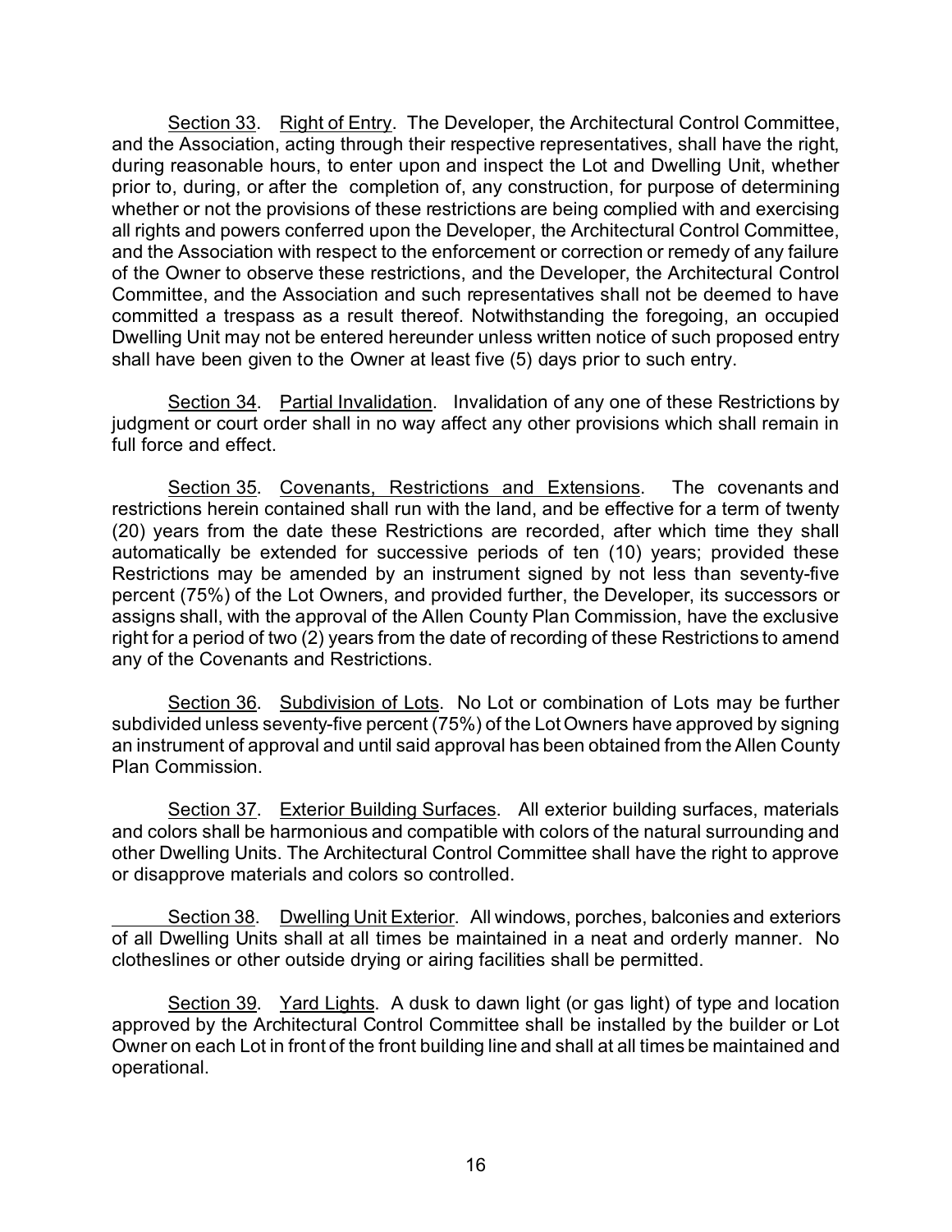Section 33. Right of Entry. The Developer, the Architectural Control Committee, and the Association, acting through their respective representatives, shall have the right, during reasonable hours, to enter upon and inspect the Lot and Dwelling Unit, whether prior to, during, or after the completion of, any construction, for purpose of determining whether or not the provisions of these restrictions are being complied with and exercising all rights and powers conferred upon the Developer, the Architectural Control Committee, and the Association with respect to the enforcement or correction or remedy of any failure of the Owner to observe these restrictions, and the Developer, the Architectural Control Committee, and the Association and such representatives shall not be deemed to have committed a trespass as a result thereof. Notwithstanding the foregoing, an occupied Dwelling Unit may not be entered hereunder unless written notice of such proposed entry shall have been given to the Owner at least five (5) days prior to such entry.

Section 34. Partial Invalidation. Invalidation of any one of these Restrictions by judgment or court order shall in no way affect any other provisions which shall remain in full force and effect.

Section 35. Covenants, Restrictions and Extensions. The covenants and restrictions herein contained shall run with the land, and be effective for a term of twenty (20) years from the date these Restrictions are recorded, after which time they shall automatically be extended for successive periods of ten (10) years; provided these Restrictions may be amended by an instrument signed by not less than seventy-five percent (75%) of the Lot Owners, and provided further, the Developer, its successors or assigns shall, with the approval of the Allen County Plan Commission, have the exclusive right for a period of two (2) years from the date of recording of these Restrictions to amend any of the Covenants and Restrictions.

Section 36. Subdivision of Lots. No Lot or combination of Lots may be further subdivided unless seventy-five percent (75%) of the Lot Owners have approved by signing an instrument of approval and until said approval has been obtained from the Allen County Plan Commission.

Section 37. Exterior Building Surfaces. All exterior building surfaces, materials and colors shall be harmonious and compatible with colors of the natural surrounding and other Dwelling Units. The Architectural Control Committee shall have the right to approve or disapprove materials and colors so controlled.

Section 38. Dwelling Unit Exterior. All windows, porches, balconies and exteriors of all Dwelling Units shall at all times be maintained in a neat and orderly manner. No clotheslines or other outside drying or airing facilities shall be permitted.

Section 39. Yard Lights. A dusk to dawn light (or gas light) of type and location approved by the Architectural Control Committee shall be installed by the builder or Lot Owner on each Lot in front of the front building line and shall at all times be maintained and operational.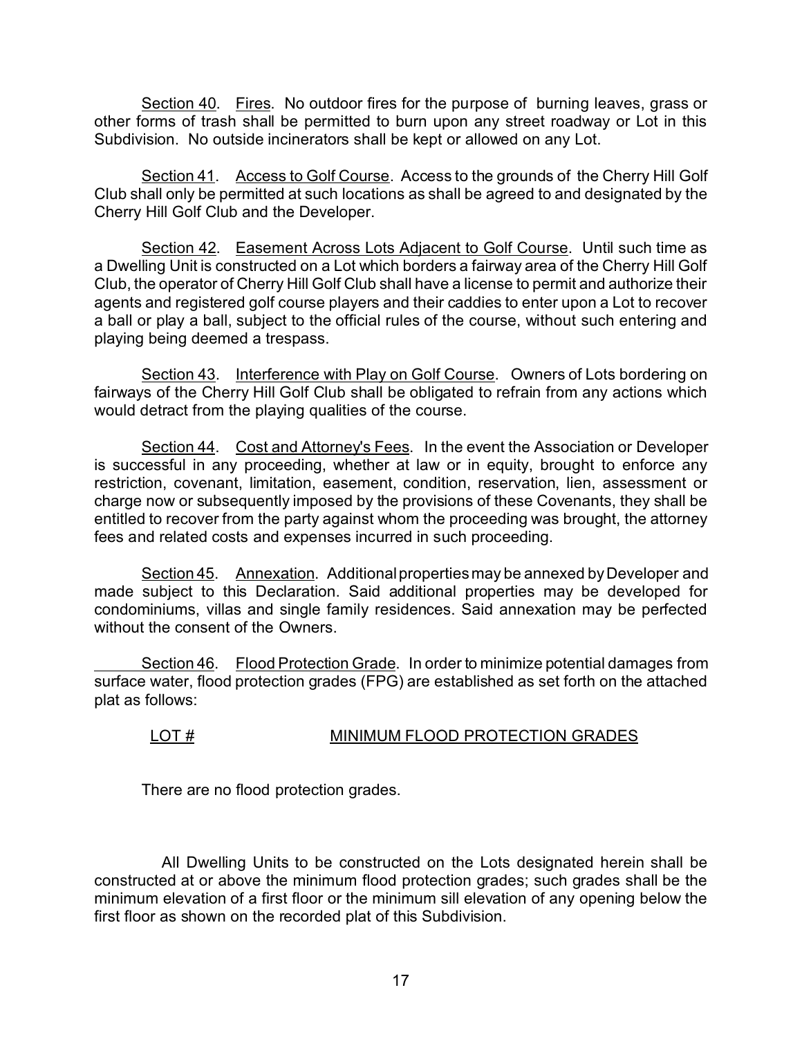Section 40. Fires. No outdoor fires for the purpose of burning leaves, grass or other forms of trash shall be permitted to burn upon any street roadway or Lot in this Subdivision. No outside incinerators shall be kept or allowed on any Lot.

Section 41. Access to Golf Course. Access to the grounds of the Cherry Hill Golf Club shall only be permitted at such locations as shall be agreed to and designated by the Cherry Hill Golf Club and the Developer.

Section 42. Easement Across Lots Adjacent to Golf Course. Until such time as a Dwelling Unit is constructed on a Lot which borders a fairway area of the Cherry Hill Golf Club, the operator of Cherry Hill Golf Club shall have a license to permit and authorize their agents and registered golf course players and their caddies to enter upon a Lot to recover a ball or play a ball, subject to the official rules of the course, without such entering and playing being deemed a trespass.

Section 43. Interference with Play on Golf Course. Owners of Lots bordering on fairways of the Cherry Hill Golf Club shall be obligated to refrain from any actions which would detract from the playing qualities of the course.

Section 44. Cost and Attorney's Fees. In the event the Association or Developer is successful in any proceeding, whether at law or in equity, brought to enforce any restriction, covenant, limitation, easement, condition, reservation, lien, assessment or charge now or subsequently imposed by the provisions of these Covenants, they shall be entitled to recover from the party against whom the proceeding was brought, the attorney fees and related costs and expenses incurred in such proceeding.

Section 45. Annexation. Additional properties may be annexed by Developer and made subject to this Declaration. Said additional properties may be developed for condominiums, villas and single family residences. Said annexation may be perfected without the consent of the Owners.

Section 46. Flood Protection Grade. In order to minimize potential damages from surface water, flood protection grades (FPG) are established as set forth on the attached plat as follows:

| LOT # | MINIMUM FLOOD PROTECTION GRADES |
|---|---|

There are no flood protection grades.

All Dwelling Units to be constructed on the Lots designated herein shall be constructed at or above the minimum flood protection grades; such grades shall be the minimum elevation of a first floor or the minimum sill elevation of any opening below the first floor as shown on the recorded plat of this Subdivision.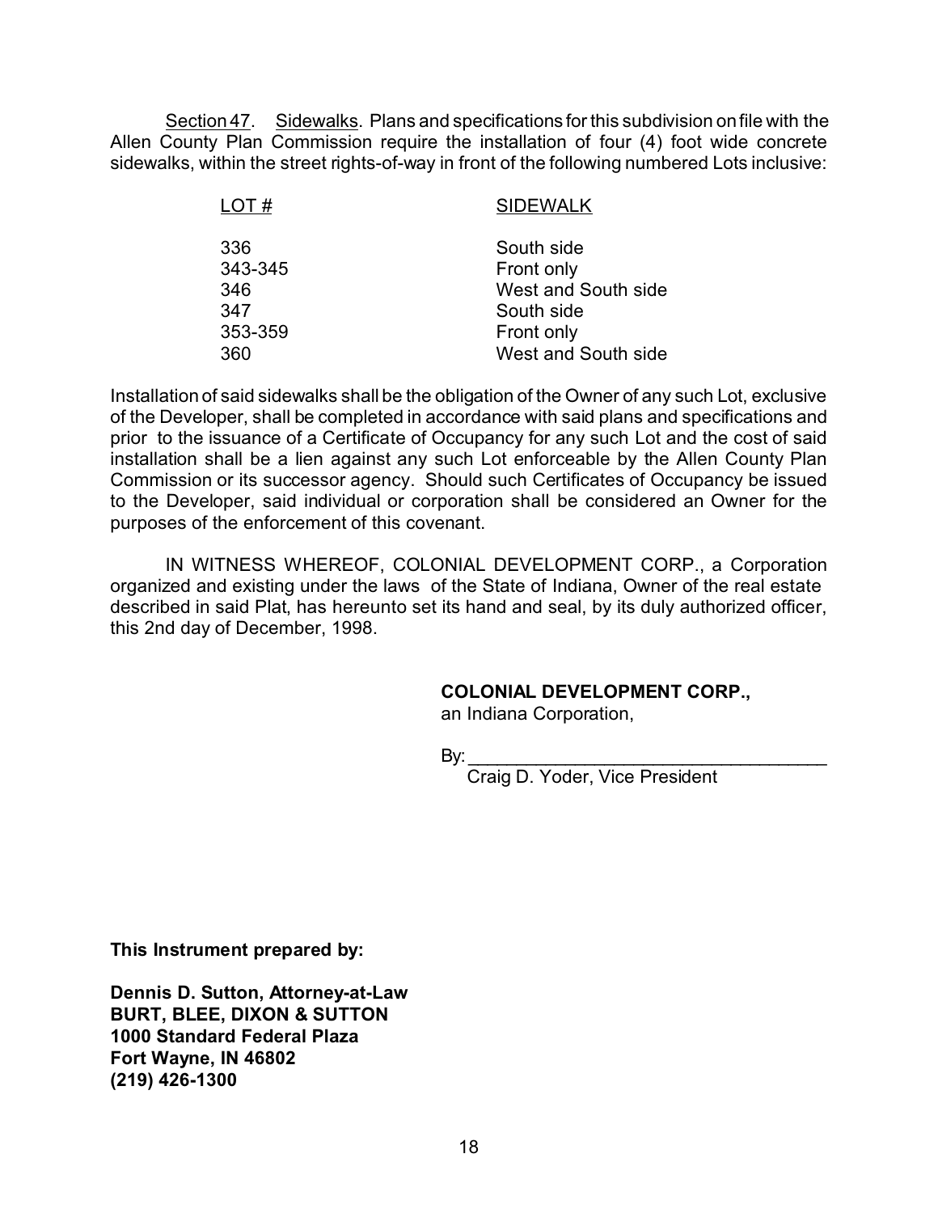Section 47. Sidewalks. Plans and specifications for this subdivision on file with the Allen County Plan Commission require the installation of four (4) foot wide concrete sidewalks, within the street rights-of-way in front of the following numbered Lots inclusive:

| LOT # | SIDEWALK |
|---|---|
| 336 | South side |
| 343-345 | Front only |
| 346 | West and South side |
| 347 | South side |
| 353-359 | Front only |
| 360 | West and South side |

Installation of said sidewalks shall be the obligation of the Owner of any such Lot, exclusive of the Developer, shall be completed in accordance with said plans and specifications and prior to the issuance of a Certificate of Occupancy for any such Lot and the cost of said installation shall be a lien against any such Lot enforceable by the Allen County Plan Commission or its successor agency. Should such Certificates of Occupancy be issued to the Developer, said individual or corporation shall be considered an Owner for the purposes of the enforcement of this covenant.

IN WITNESS WHEREOF, COLONIAL DEVELOPMENT CORP., a Corporation organized and existing under the laws of the State of Indiana, Owner of the real estate described in said Plat, has hereunto set its hand and seal, by its duly authorized officer, this 2nd day of December, 1998.

**COLONIAL DEVELOPMENT CORP.,**
an Indiana Corporation,

By: ____________________________________
Craig D. Yoder, Vice President

**This Instrument prepared by:**

**Dennis D. Sutton, Attorney-at-Law**
**BURT, BLEE, DIXON & SUTTON**
**1000 Standard Federal Plaza**
**Fort Wayne, IN 46802**
**(219) 426-1300**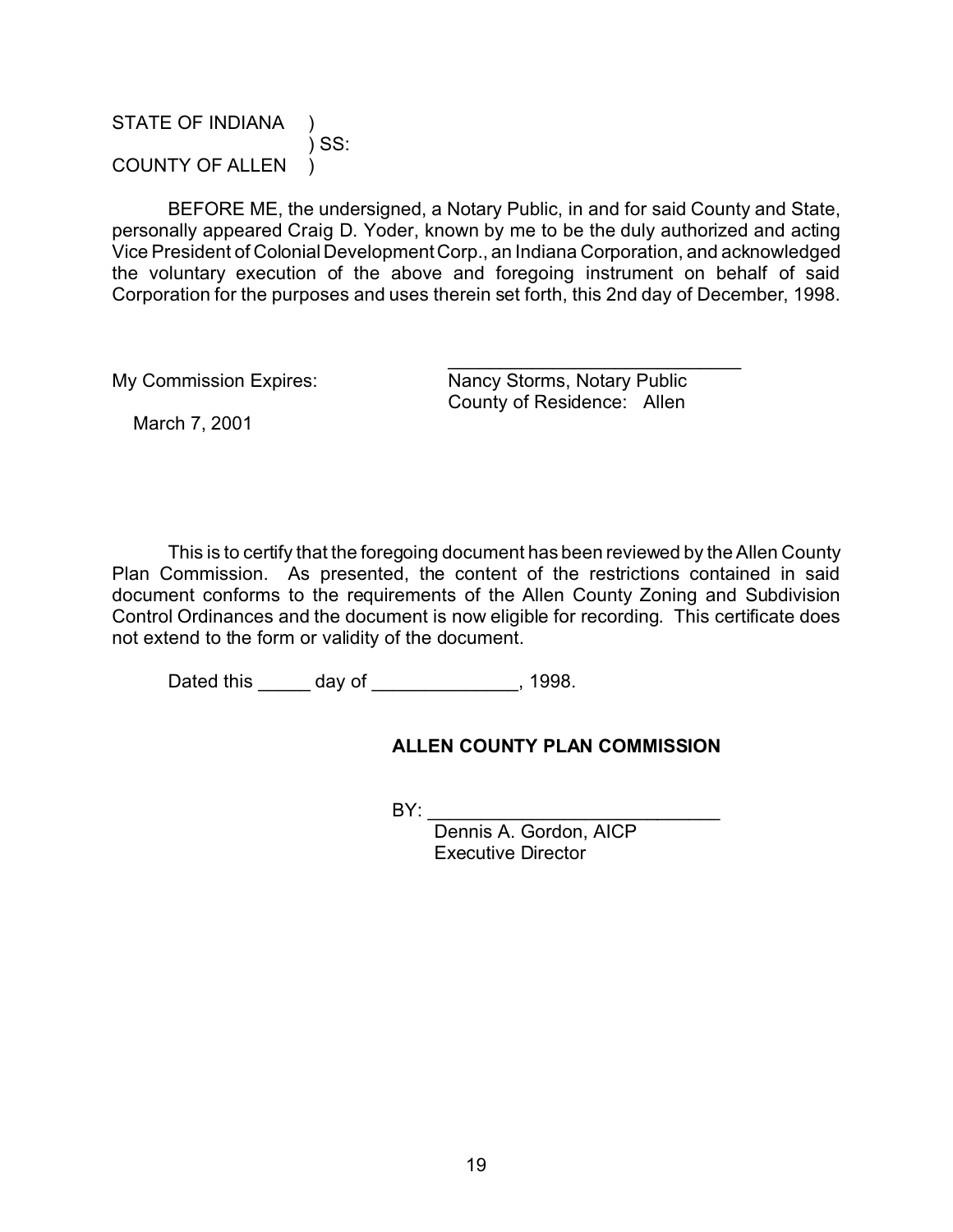STATE OF INDIANA )
) SS:
COUNTY OF ALLEN )

BEFORE ME, the undersigned, a Notary Public, in and for said County and State, personally appeared Craig D. Yoder, known by me to be the duly authorized and acting Vice President of Colonial Development Corp., an Indiana Corporation, and acknowledged the voluntary execution of the above and foregoing instrument on behalf of said Corporation for the purposes and uses therein set forth, this 2nd day of December, 1998.

My Commission Expires:

March 7, 2001

\_\_\_\_\_\_\_\_\_\_\_\_\_\_\_\_\_\_\_\_\_\_\_\_\_\_\_\_\_\_
Nancy Storms, Notary Public
County of Residence: Allen

This is to certify that the foregoing document has been reviewed by the Allen County Plan Commission. As presented, the content of the restrictions contained in said document conforms to the requirements of the Allen County Zoning and Subdivision Control Ordinances and the document is now eligible for recording. This certificate does not extend to the form or validity of the document.

Dated this _____ day of ______________, 1998.

**ALLEN COUNTY PLAN COMMISSION**

BY: _____________________________
Dennis A. Gordon, AICP
Executive Director